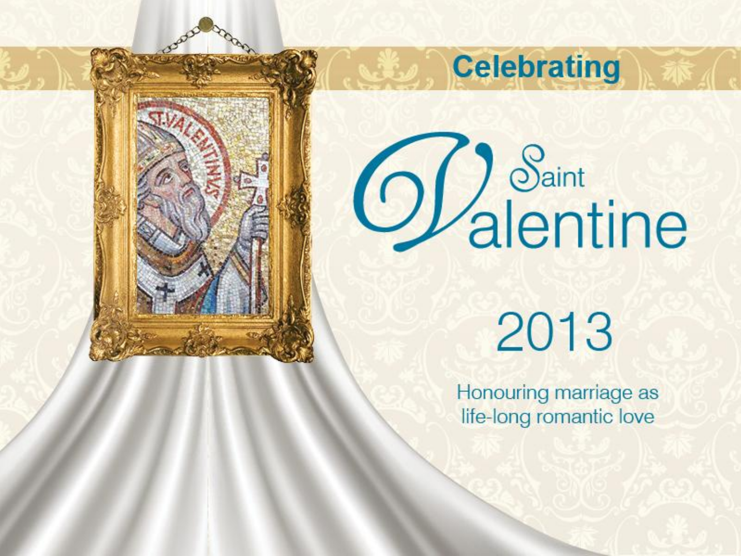Celebrating

# Saint Valentine

# 2013

Honouring marriage as life-long romantic love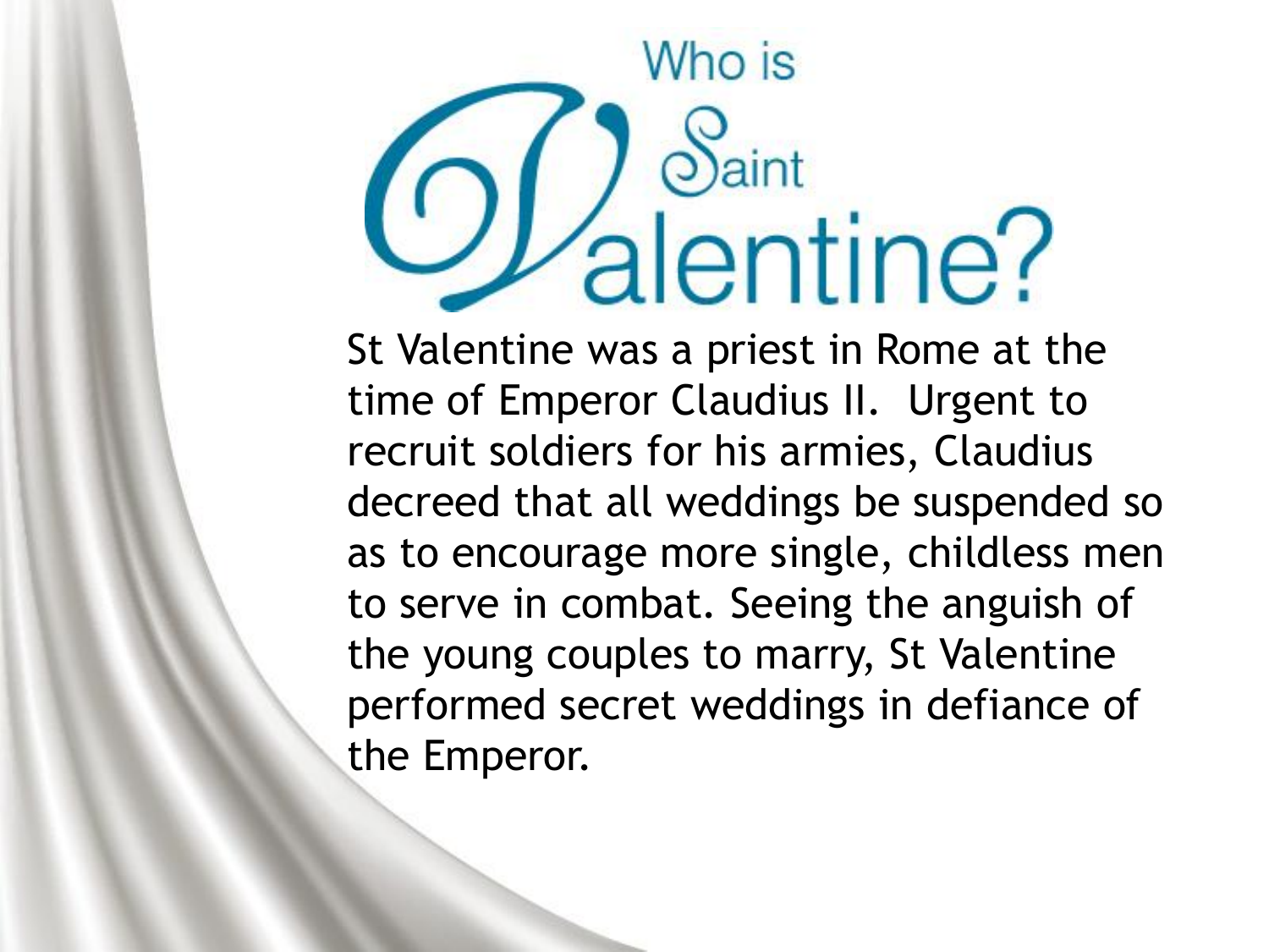# Who is Saint Valentine?

St Valentine was a priest in Rome at the time of Emperor Claudius II. Urgent to recruit soldiers for his armies, Claudius decreed that all weddings be suspended so as to encourage more single, childless men to serve in combat. Seeing the anguish of the young couples to marry, St Valentine performed secret weddings in defiance of the Emperor.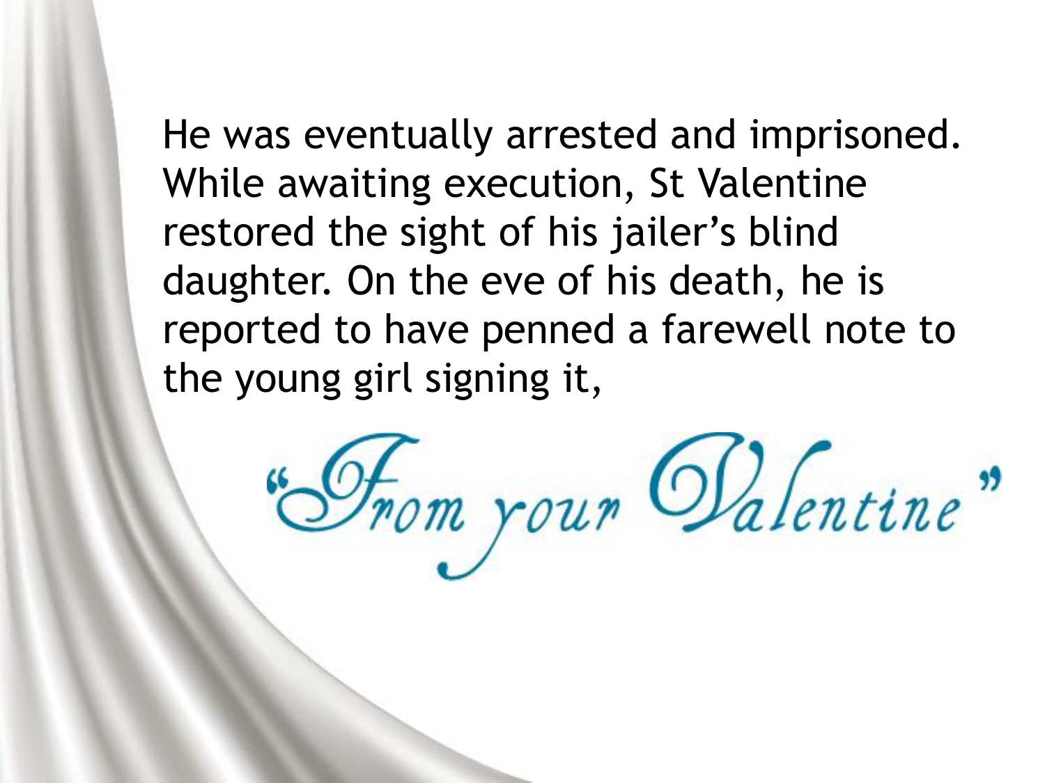He was eventually arrested and imprisoned. While awaiting execution, St Valentine restored the sight of his jailer's blind daughter. On the eve of his death, he is reported to have penned a farewell note to the young girl signing it,

*"From your Valentine"*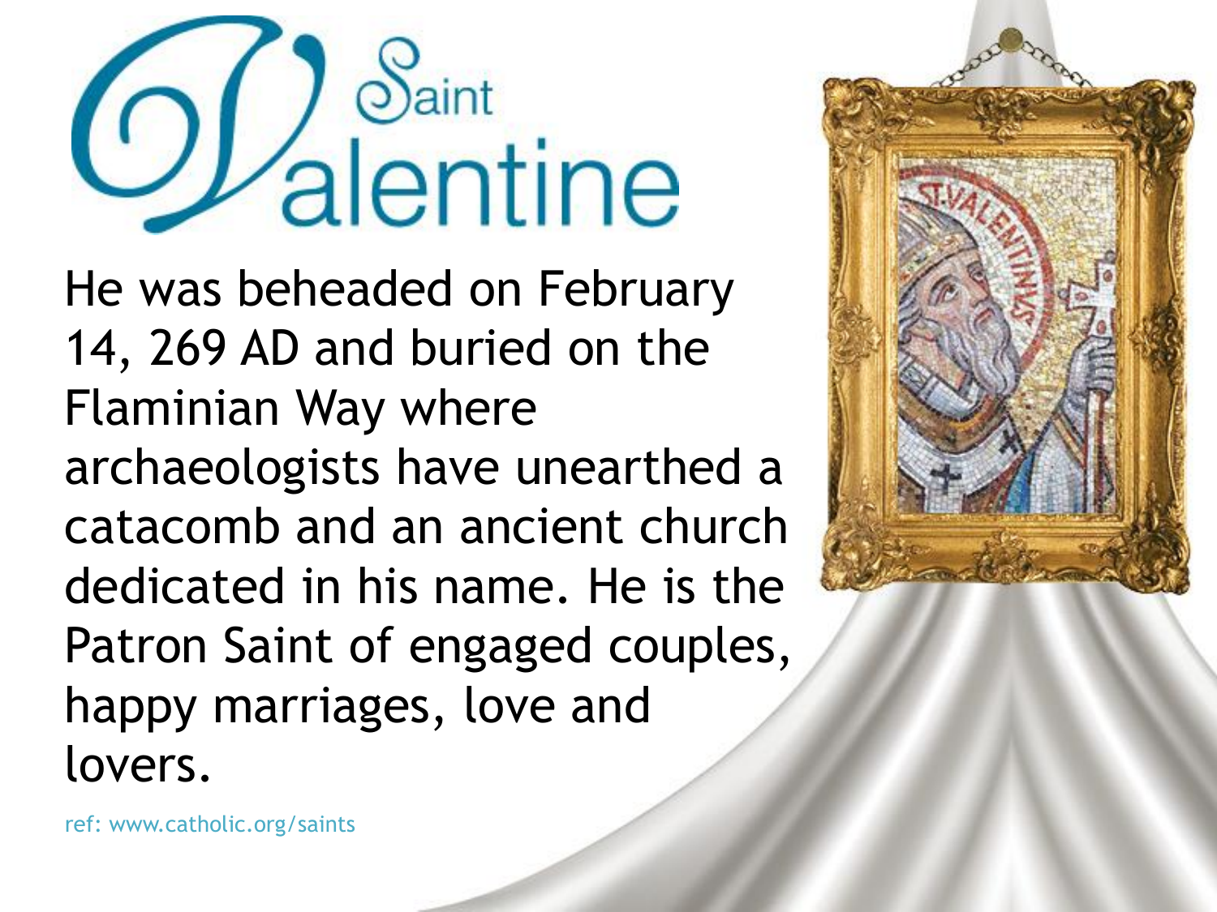# Saint Valentine

He was beheaded on February 14, 269 AD and buried on the Flaminian Way where archaeologists have unearthed a catacomb and an ancient church dedicated in his name. He is the Patron Saint of engaged couples, happy marriages, love and lovers.

ref: www.catholic.org/saints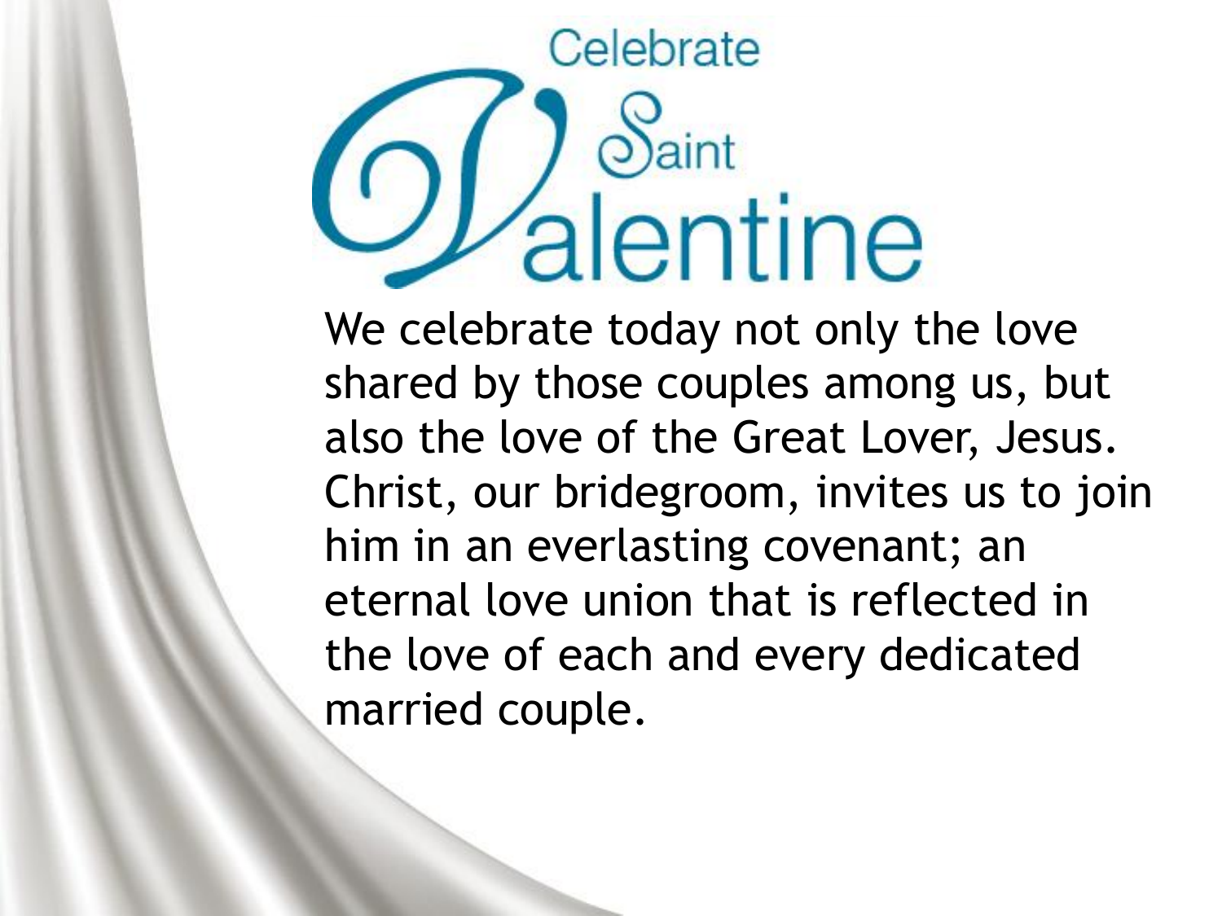# Celebrate Saint Valentine

We celebrate today not only the love shared by those couples among us, but also the love of the Great Lover, Jesus. Christ, our bridegroom, invites us to join him in an everlasting covenant; an eternal love union that is reflected in the love of each and every dedicated married couple.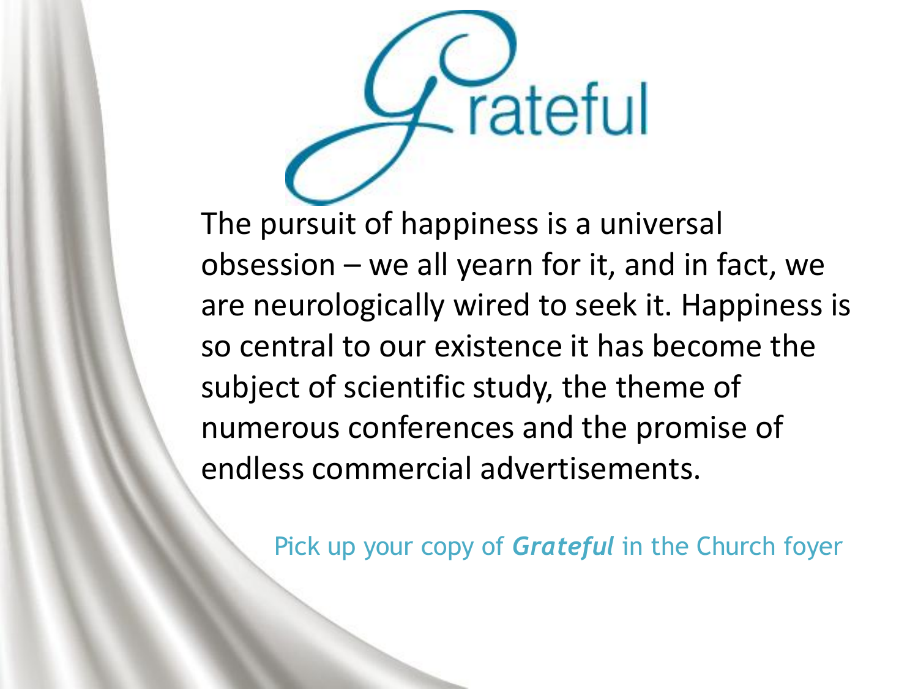# Grateful

The pursuit of happiness is a universal obsession – we all yearn for it, and in fact, we are neurologically wired to seek it. Happiness is so central to our existence it has become the subject of scientific study, the theme of numerous conferences and the promise of endless commercial advertisements.

Pick up your copy of ***Grateful*** in the Church foyer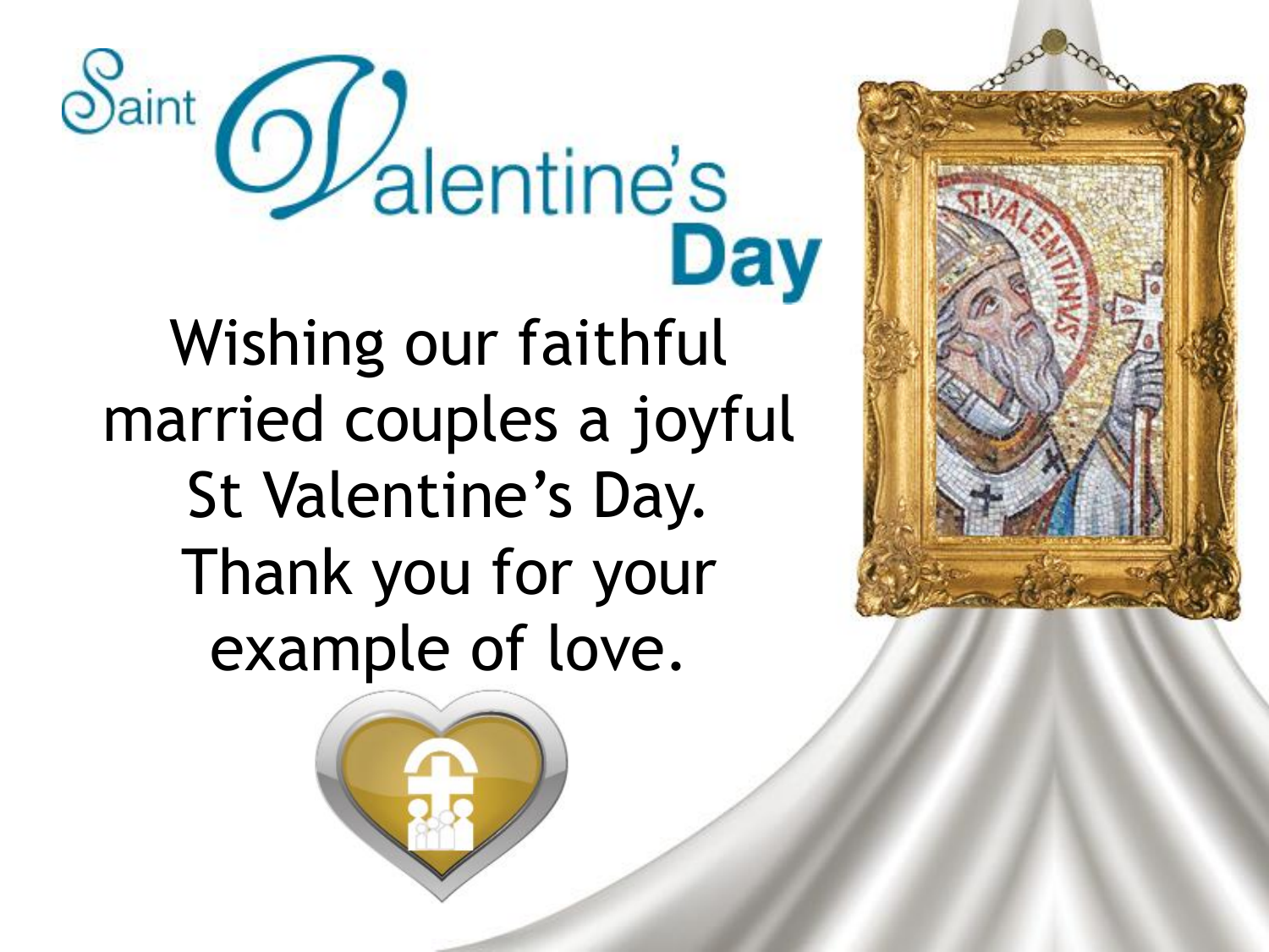# Saint Valentine's Day

Wishing our faithful married couples a joyful St Valentine's Day. Thank you for your example of love.